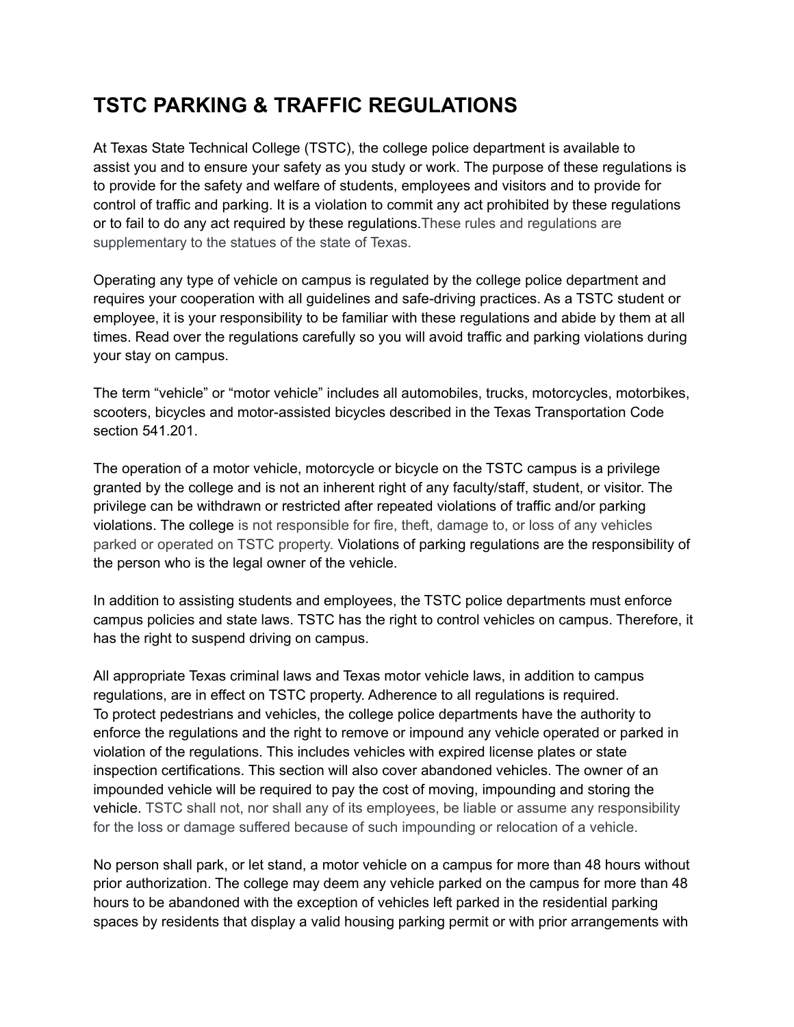# TSTC PARKING & TRAFFIC REGULATIONS

At Texas State Technical College (TSTC), the college police department is available to assist you and to ensure your safety as you study or work. The purpose of these regulations is to provide for the safety and welfare of students, employees and visitors and to provide for control of traffic and parking. It is a violation to commit any act prohibited by these regulations or to fail to do any act required by these regulations.These rules and regulations are supplementary to the statues of the state of Texas.

Operating any type of vehicle on campus is regulated by the college police department and requires your cooperation with all guidelines and safe-driving practices. As a TSTC student or employee, it is your responsibility to be familiar with these regulations and abide by them at all times. Read over the regulations carefully so you will avoid traffic and parking violations during your stay on campus.

The term “vehicle” or “motor vehicle” includes all automobiles, trucks, motorcycles, motorbikes, scooters, bicycles and motor-assisted bicycles described in the Texas Transportation Code section 541.201.

The operation of a motor vehicle, motorcycle or bicycle on the TSTC campus is a privilege granted by the college and is not an inherent right of any faculty/staff, student, or visitor. The privilege can be withdrawn or restricted after repeated violations of traffic and/or parking violations. The college is not responsible for fire, theft, damage to, or loss of any vehicles parked or operated on TSTC property. Violations of parking regulations are the responsibility of the person who is the legal owner of the vehicle.

In addition to assisting students and employees, the TSTC police departments must enforce campus policies and state laws. TSTC has the right to control vehicles on campus. Therefore, it has the right to suspend driving on campus.

All appropriate Texas criminal laws and Texas motor vehicle laws, in addition to campus regulations, are in effect on TSTC property. Adherence to all regulations is required. To protect pedestrians and vehicles, the college police departments have the authority to enforce the regulations and the right to remove or impound any vehicle operated or parked in violation of the regulations. This includes vehicles with expired license plates or state inspection certifications. This section will also cover abandoned vehicles. The owner of an impounded vehicle will be required to pay the cost of moving, impounding and storing the vehicle. TSTC shall not, nor shall any of its employees, be liable or assume any responsibility for the loss or damage suffered because of such impounding or relocation of a vehicle.

No person shall park, or let stand, a motor vehicle on a campus for more than 48 hours without prior authorization. The college may deem any vehicle parked on the campus for more than 48 hours to be abandoned with the exception of vehicles left parked in the residential parking spaces by residents that display a valid housing parking permit or with prior arrangements with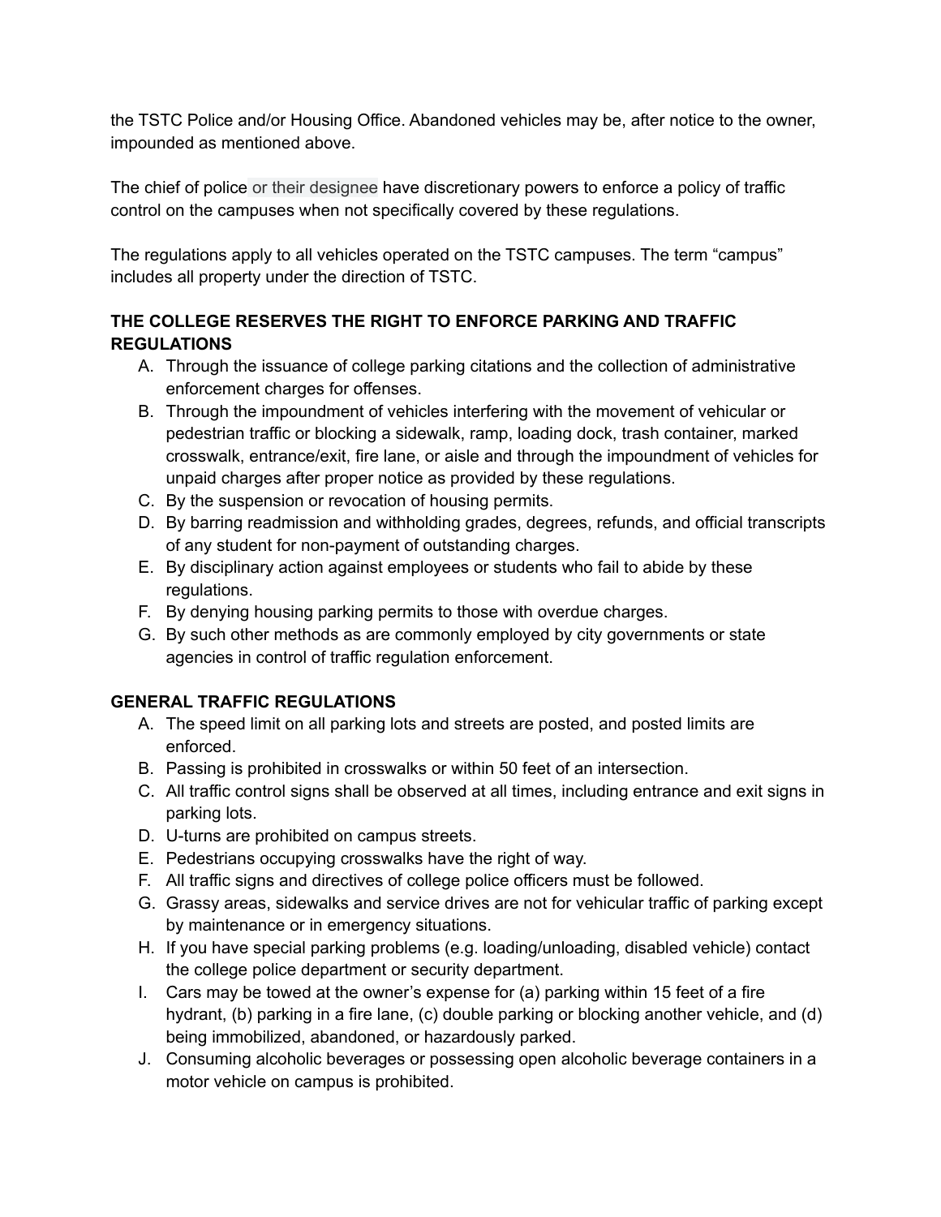the TSTC Police and/or Housing Office. Abandoned vehicles may be, after notice to the owner, impounded as mentioned above.

The chief of police or their designee have discretionary powers to enforce a policy of traffic control on the campuses when not specifically covered by these regulations.

The regulations apply to all vehicles operated on the TSTC campuses. The term “campus” includes all property under the direction of TSTC.

**THE COLLEGE RESERVES THE RIGHT TO ENFORCE PARKING AND TRAFFIC REGULATIONS**

A. Through the issuance of college parking citations and the collection of administrative enforcement charges for offenses.
B. Through the impoundment of vehicles interfering with the movement of vehicular or pedestrian traffic or blocking a sidewalk, ramp, loading dock, trash container, marked crosswalk, entrance/exit, fire lane, or aisle and through the impoundment of vehicles for unpaid charges after proper notice as provided by these regulations.
C. By the suspension or revocation of housing permits.
D. By barring readmission and withholding grades, degrees, refunds, and official transcripts of any student for non-payment of outstanding charges.
E. By disciplinary action against employees or students who fail to abide by these regulations.
F. By denying housing parking permits to those with overdue charges.
G. By such other methods as are commonly employed by city governments or state agencies in control of traffic regulation enforcement.

**GENERAL TRAFFIC REGULATIONS**

A. The speed limit on all parking lots and streets are posted, and posted limits are enforced.
B. Passing is prohibited in crosswalks or within 50 feet of an intersection.
C. All traffic control signs shall be observed at all times, including entrance and exit signs in parking lots.
D. U-turns are prohibited on campus streets.
E. Pedestrians occupying crosswalks have the right of way.
F. All traffic signs and directives of college police officers must be followed.
G. Grassy areas, sidewalks and service drives are not for vehicular traffic of parking except by maintenance or in emergency situations.
H. If you have special parking problems (e.g. loading/unloading, disabled vehicle) contact the college police department or security department.
I. Cars may be towed at the owner’s expense for (a) parking within 15 feet of a fire hydrant, (b) parking in a fire lane, (c) double parking or blocking another vehicle, and (d) being immobilized, abandoned, or hazardously parked.
J. Consuming alcoholic beverages or possessing open alcoholic beverage containers in a motor vehicle on campus is prohibited.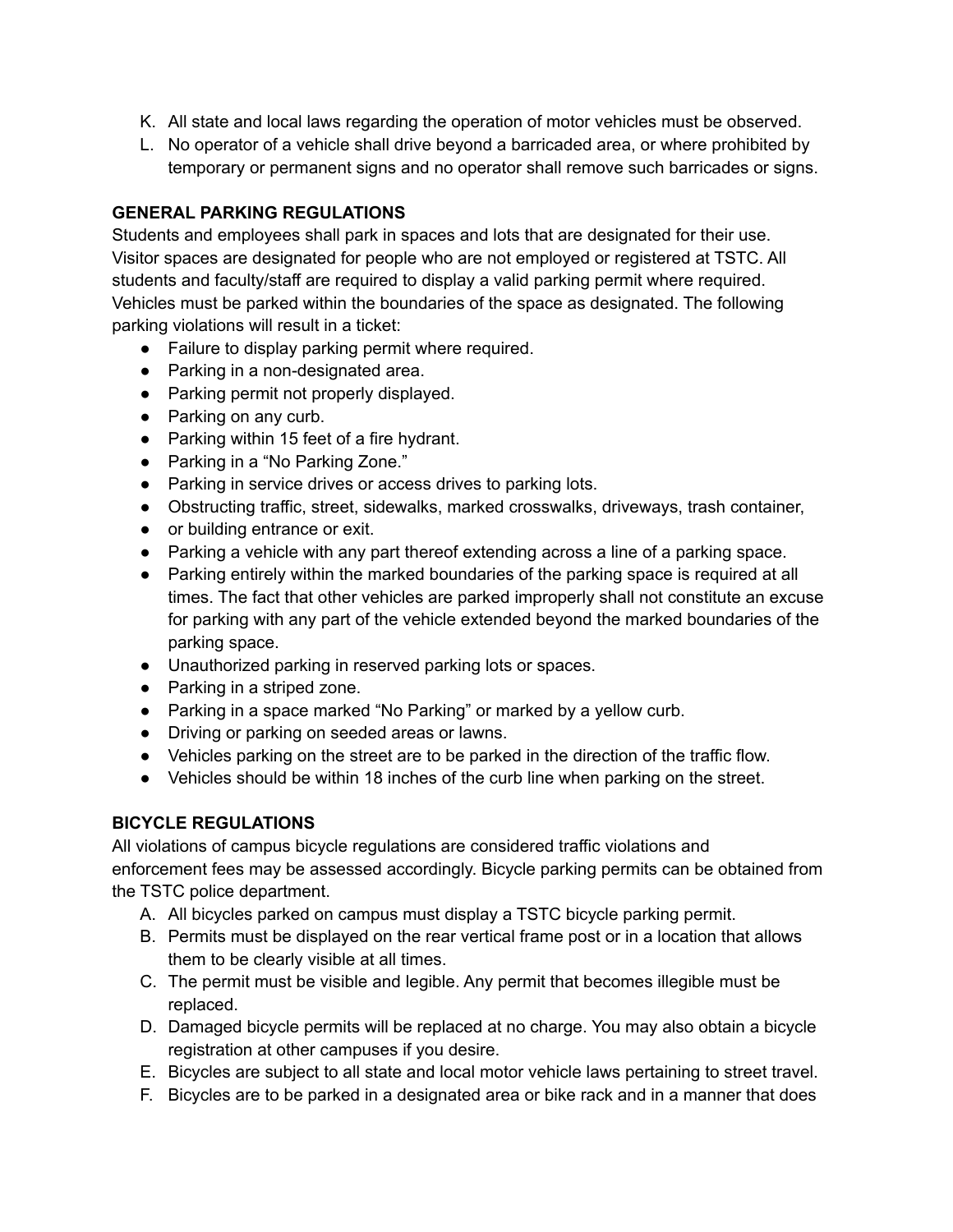K. All state and local laws regarding the operation of motor vehicles must be observed.
L. No operator of a vehicle shall drive beyond a barricaded area, or where prohibited by temporary or permanent signs and no operator shall remove such barricades or signs.

**GENERAL PARKING REGULATIONS**

Students and employees shall park in spaces and lots that are designated for their use. Visitor spaces are designated for people who are not employed or registered at TSTC. All students and faculty/staff are required to display a valid parking permit where required. Vehicles must be parked within the boundaries of the space as designated. The following parking violations will result in a ticket:

- Failure to display parking permit where required.
- Parking in a non-designated area.
- Parking permit not properly displayed.
- Parking on any curb.
- Parking within 15 feet of a fire hydrant.
- Parking in a "No Parking Zone."
- Parking in service drives or access drives to parking lots.
- Obstructing traffic, street, sidewalks, marked crosswalks, driveways, trash container,
- or building entrance or exit.
- Parking a vehicle with any part thereof extending across a line of a parking space.
- Parking entirely within the marked boundaries of the parking space is required at all times. The fact that other vehicles are parked improperly shall not constitute an excuse for parking with any part of the vehicle extended beyond the marked boundaries of the parking space.
- Unauthorized parking in reserved parking lots or spaces.
- Parking in a striped zone.
- Parking in a space marked "No Parking" or marked by a yellow curb.
- Driving or parking on seeded areas or lawns.
- Vehicles parking on the street are to be parked in the direction of the traffic flow.
- Vehicles should be within 18 inches of the curb line when parking on the street.

**BICYCLE REGULATIONS**

All violations of campus bicycle regulations are considered traffic violations and enforcement fees may be assessed accordingly. Bicycle parking permits can be obtained from the TSTC police department.

A. All bicycles parked on campus must display a TSTC bicycle parking permit.
B. Permits must be displayed on the rear vertical frame post or in a location that allows them to be clearly visible at all times.
C. The permit must be visible and legible. Any permit that becomes illegible must be replaced.
D. Damaged bicycle permits will be replaced at no charge. You may also obtain a bicycle registration at other campuses if you desire.
E. Bicycles are subject to all state and local motor vehicle laws pertaining to street travel.
F. Bicycles are to be parked in a designated area or bike rack and in a manner that does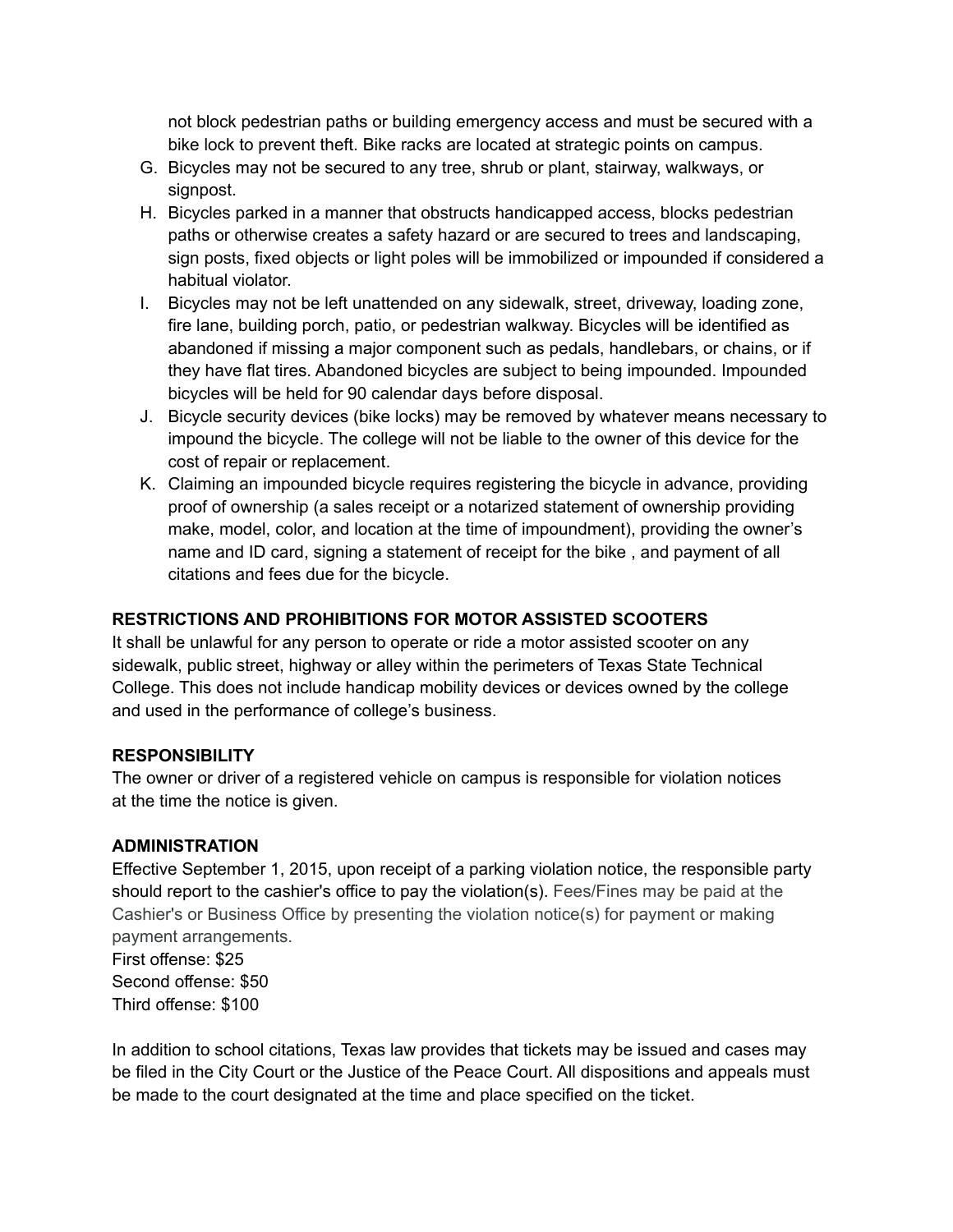not block pedestrian paths or building emergency access and must be secured with a bike lock to prevent theft. Bike racks are located at strategic points on campus.

G. Bicycles may not be secured to any tree, shrub or plant, stairway, walkways, or signpost.
H. Bicycles parked in a manner that obstructs handicapped access, blocks pedestrian paths or otherwise creates a safety hazard or are secured to trees and landscaping, sign posts, fixed objects or light poles will be immobilized or impounded if considered a habitual violator.
I. Bicycles may not be left unattended on any sidewalk, street, driveway, loading zone, fire lane, building porch, patio, or pedestrian walkway. Bicycles will be identified as abandoned if missing a major component such as pedals, handlebars, or chains, or if they have flat tires. Abandoned bicycles are subject to being impounded. Impounded bicycles will be held for 90 calendar days before disposal.
J. Bicycle security devices (bike locks) may be removed by whatever means necessary to impound the bicycle. The college will not be liable to the owner of this device for the cost of repair or replacement.
K. Claiming an impounded bicycle requires registering the bicycle in advance, providing proof of ownership (a sales receipt or a notarized statement of ownership providing make, model, color, and location at the time of impoundment), providing the owner's name and ID card, signing a statement of receipt for the bike , and payment of all citations and fees due for the bicycle.

**RESTRICTIONS AND PROHIBITIONS FOR MOTOR ASSISTED SCOOTERS**

It shall be unlawful for any person to operate or ride a motor assisted scooter on any sidewalk, public street, highway or alley within the perimeters of Texas State Technical College. This does not include handicap mobility devices or devices owned by the college and used in the performance of college's business.

**RESPONSIBILITY**

The owner or driver of a registered vehicle on campus is responsible for violation notices at the time the notice is given.

**ADMINISTRATION**

Effective September 1, 2015, upon receipt of a parking violation notice, the responsible party should report to the cashier's office to pay the violation(s). Fees/Fines may be paid at the Cashier's or Business Office by presenting the violation notice(s) for payment or making payment arrangements.

First offense: $25
Second offense: $50
Third offense: $100

In addition to school citations, Texas law provides that tickets may be issued and cases may be filed in the City Court or the Justice of the Peace Court. All dispositions and appeals must be made to the court designated at the time and place specified on the ticket.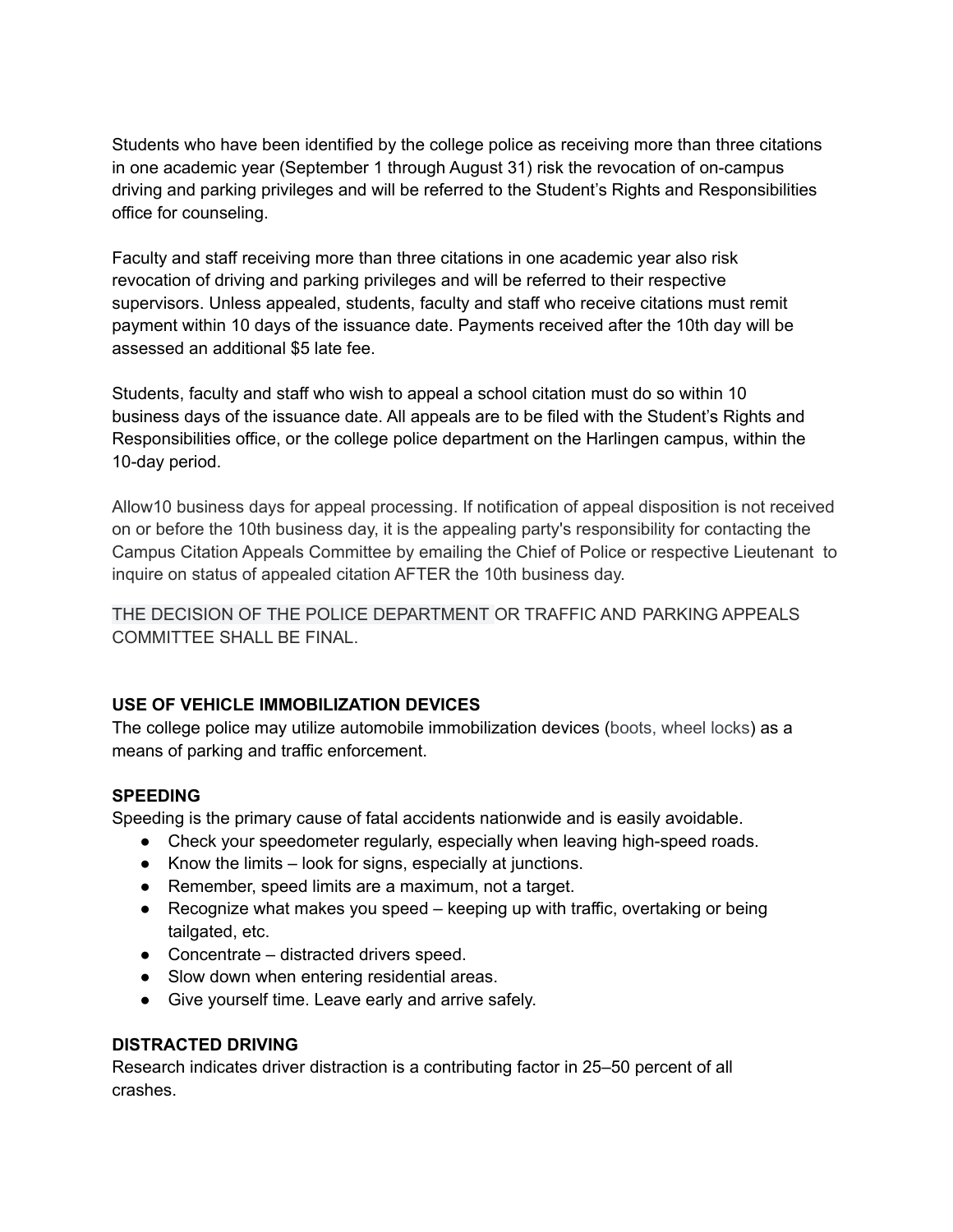Students who have been identified by the college police as receiving more than three citations in one academic year (September 1 through August 31) risk the revocation of on-campus driving and parking privileges and will be referred to the Student's Rights and Responsibilities office for counseling.

Faculty and staff receiving more than three citations in one academic year also risk revocation of driving and parking privileges and will be referred to their respective supervisors. Unless appealed, students, faculty and staff who receive citations must remit payment within 10 days of the issuance date. Payments received after the 10th day will be assessed an additional $5 late fee.

Students, faculty and staff who wish to appeal a school citation must do so within 10 business days of the issuance date. All appeals are to be filed with the Student's Rights and Responsibilities office, or the college police department on the Harlingen campus, within the 10-day period.

Allow10 business days for appeal processing. If notification of appeal disposition is not received on or before the 10th business day, it is the appealing party's responsibility for contacting the Campus Citation Appeals Committee by emailing the Chief of Police or respective Lieutenant to inquire on status of appealed citation AFTER the 10th business day.

THE DECISION OF THE POLICE DEPARTMENT OR TRAFFIC AND PARKING APPEALS COMMITTEE SHALL BE FINAL.

**USE OF VEHICLE IMMOBILIZATION DEVICES**

The college police may utilize automobile immobilization devices (boots, wheel locks) as a means of parking and traffic enforcement.

**SPEEDING**

Speeding is the primary cause of fatal accidents nationwide and is easily avoidable.

- Check your speedometer regularly, especially when leaving high-speed roads.
- Know the limits – look for signs, especially at junctions.
- Remember, speed limits are a maximum, not a target.
- Recognize what makes you speed – keeping up with traffic, overtaking or being tailgated, etc.
- Concentrate – distracted drivers speed.
- Slow down when entering residential areas.
- Give yourself time. Leave early and arrive safely.

**DISTRACTED DRIVING**

Research indicates driver distraction is a contributing factor in 25–50 percent of all crashes.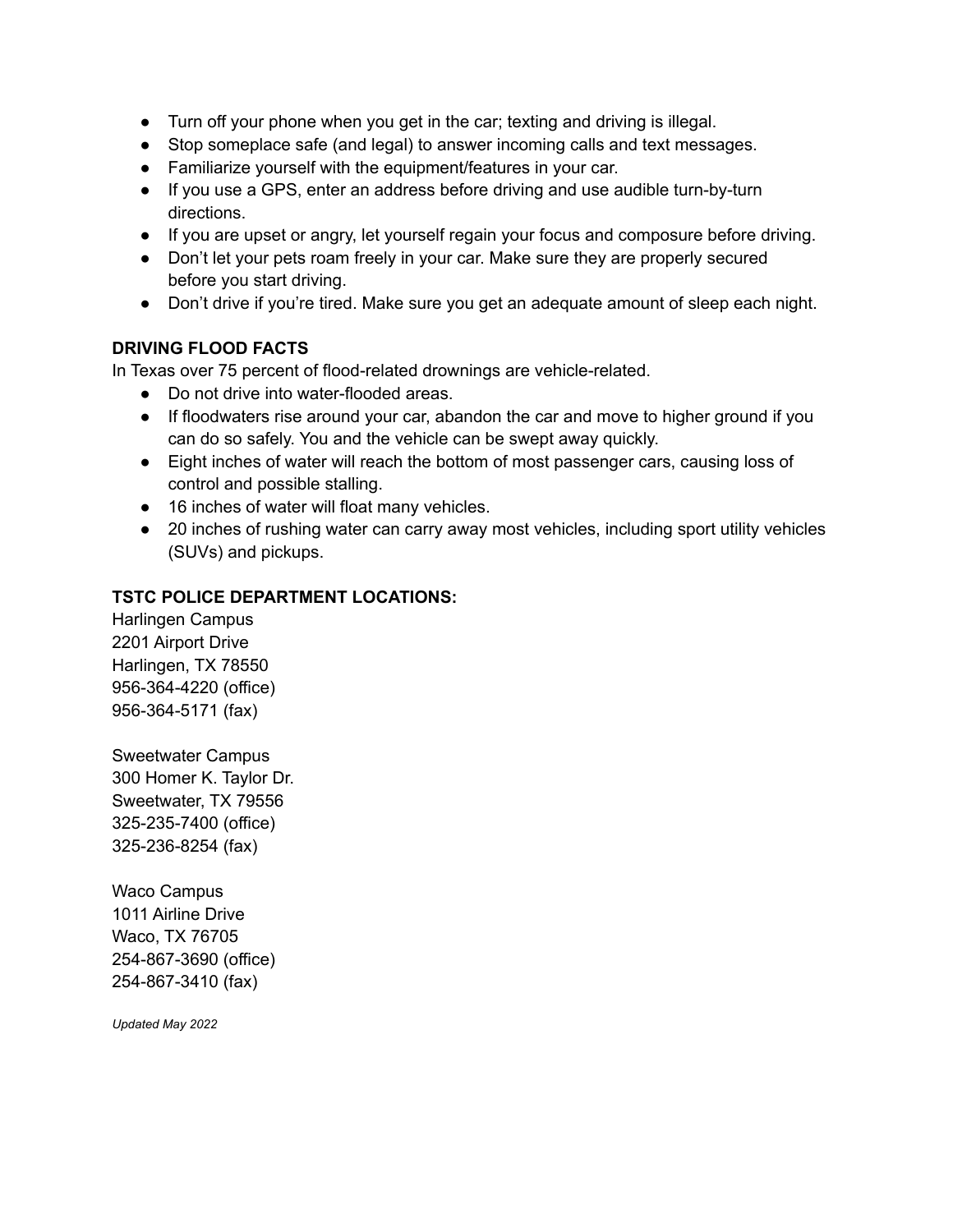- Turn off your phone when you get in the car; texting and driving is illegal.
- Stop someplace safe (and legal) to answer incoming calls and text messages.
- Familiarize yourself with the equipment/features in your car.
- If you use a GPS, enter an address before driving and use audible turn-by-turn directions.
- If you are upset or angry, let yourself regain your focus and composure before driving.
- Don't let your pets roam freely in your car. Make sure they are properly secured before you start driving.
- Don't drive if you're tired. Make sure you get an adequate amount of sleep each night.

**DRIVING FLOOD FACTS**

In Texas over 75 percent of flood-related drownings are vehicle-related.

- Do not drive into water-flooded areas.
- If floodwaters rise around your car, abandon the car and move to higher ground if you can do so safely. You and the vehicle can be swept away quickly.
- Eight inches of water will reach the bottom of most passenger cars, causing loss of control and possible stalling.
- 16 inches of water will float many vehicles.
- 20 inches of rushing water can carry away most vehicles, including sport utility vehicles (SUVs) and pickups.

**TSTC POLICE DEPARTMENT LOCATIONS:**

Harlingen Campus  
2201 Airport Drive  
Harlingen, TX 78550  
956-364-4220 (office)  
956-364-5171 (fax)

Sweetwater Campus  
300 Homer K. Taylor Dr.  
Sweetwater, TX 79556  
325-235-7400 (office)  
325-236-8254 (fax)

Waco Campus  
1011 Airline Drive  
Waco, TX 76705  
254-867-3690 (office)  
254-867-3410 (fax)

*Updated May 2022*